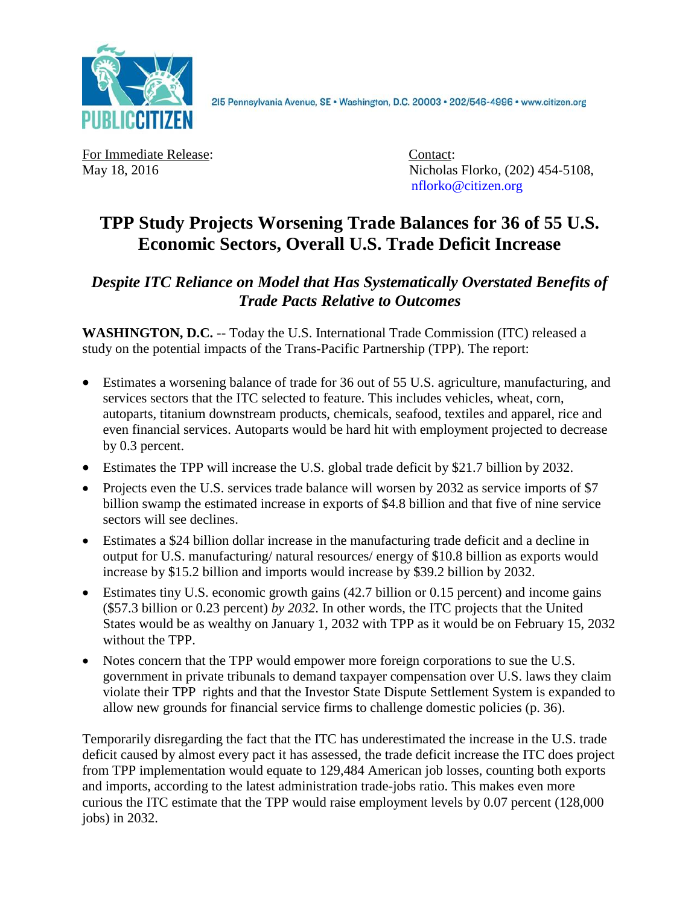PUBLIC CITIZEN

215 Pennsylvania Avenue, SE • Washington, D.C. 20003 • 202/546-4996 • www.citizen.org

For Immediate Release:
May 18, 2016

Contact:
Nicholas Florko, (202) 454-5108,
nflorko@citizen.org

# TPP Study Projects Worsening Trade Balances for 36 of 55 U.S. Economic Sectors, Overall U.S. Trade Deficit Increase

## *Despite ITC Reliance on Model that Has Systematically Overstated Benefits of Trade Pacts Relative to Outcomes*

**WASHINGTON, D.C.** -- Today the U.S. International Trade Commission (ITC) released a study on the potential impacts of the Trans-Pacific Partnership (TPP). The report:

- Estimates a worsening balance of trade for 36 out of 55 U.S. agriculture, manufacturing, and services sectors that the ITC selected to feature. This includes vehicles, wheat, corn, autoparts, titanium downstream products, chemicals, seafood, textiles and apparel, rice and even financial services. Autoparts would be hard hit with employment projected to decrease by 0.3 percent.
- Estimates the TPP will increase the U.S. global trade deficit by $21.7 billion by 2032.
- Projects even the U.S. services trade balance will worsen by 2032 as service imports of $7 billion swamp the estimated increase in exports of $4.8 billion and that five of nine service sectors will see declines.
- Estimates a $24 billion dollar increase in the manufacturing trade deficit and a decline in output for U.S. manufacturing/ natural resources/ energy of $10.8 billion as exports would increase by $15.2 billion and imports would increase by $39.2 billion by 2032.
- Estimates tiny U.S. economic growth gains (42.7 billion or 0.15 percent) and income gains ($57.3 billion or 0.23 percent) *by 2032*. In other words, the ITC projects that the United States would be as wealthy on January 1, 2032 with TPP as it would be on February 15, 2032 without the TPP.
- Notes concern that the TPP would empower more foreign corporations to sue the U.S. government in private tribunals to demand taxpayer compensation over U.S. laws they claim violate their TPP rights and that the Investor State Dispute Settlement System is expanded to allow new grounds for financial service firms to challenge domestic policies (p. 36).

Temporarily disregarding the fact that the ITC has underestimated the increase in the U.S. trade deficit caused by almost every pact it has assessed, the trade deficit increase the ITC does project from TPP implementation would equate to 129,484 American job losses, counting both exports and imports, according to the latest administration trade-jobs ratio. This makes even more curious the ITC estimate that the TPP would raise employment levels by 0.07 percent (128,000 jobs) in 2032.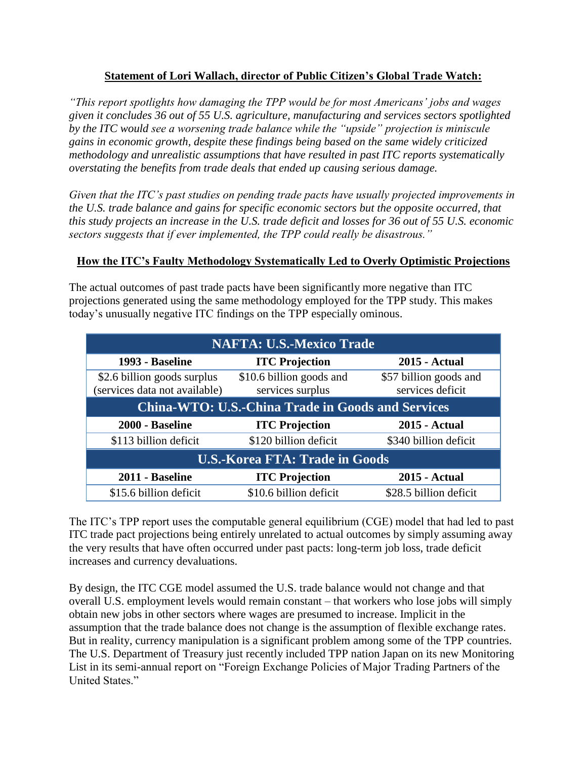**Statement of Lori Wallach, director of Public Citizen's Global Trade Watch:**

*"This report spotlights how damaging the TPP would be for most Americans' jobs and wages given it concludes 36 out of 55 U.S. agriculture, manufacturing and services sectors spotlighted by the ITC would see a worsening trade balance while the "upside" projection is miniscule gains in economic growth, despite these findings being based on the same widely criticized methodology and unrealistic assumptions that have resulted in past ITC reports systematically overstating the benefits from trade deals that ended up causing serious damage.*

*Given that the ITC's past studies on pending trade pacts have usually projected improvements in the U.S. trade balance and gains for specific economic sectors but the opposite occurred, that this study projects an increase in the U.S. trade deficit and losses for 36 out of 55 U.S. economic sectors suggests that if ever implemented, the TPP could really be disastrous."*

**How the ITC's Faulty Methodology Systematically Led to Overly Optimistic Projections**

The actual outcomes of past trade pacts have been significantly more negative than ITC projections generated using the same methodology employed for the TPP study. This makes today's unusually negative ITC findings on the TPP especially ominous.

| **NAFTA: U.S.-Mexico Trade** | | |
|---|---|---|
| **1993 - Baseline** | **ITC Projection** | **2015 - Actual** |
| $2.6 billion goods surplus (services data not available) | $10.6 billion goods and services surplus | $57 billion goods and services deficit |
| **China-WTO: U.S.-China Trade in Goods and Services** | | |
| **2000 - Baseline** | **ITC Projection** | **2015 - Actual** |
| $113 billion deficit | $120 billion deficit | $340 billion deficit |
| **U.S.-Korea FTA: Trade in Goods** | | |
| **2011 - Baseline** | **ITC Projection** | **2015 - Actual** |
| $15.6 billion deficit | $10.6 billion deficit | $28.5 billion deficit |

The ITC's TPP report uses the computable general equilibrium (CGE) model that had led to past ITC trade pact projections being entirely unrelated to actual outcomes by simply assuming away the very results that have often occurred under past pacts: long-term job loss, trade deficit increases and currency devaluations.

By design, the ITC CGE model assumed the U.S. trade balance would not change and that overall U.S. employment levels would remain constant – that workers who lose jobs will simply obtain new jobs in other sectors where wages are presumed to increase. Implicit in the assumption that the trade balance does not change is the assumption of flexible exchange rates. But in reality, currency manipulation is a significant problem among some of the TPP countries. The U.S. Department of Treasury just recently included TPP nation Japan on its new Monitoring List in its semi-annual report on "Foreign Exchange Policies of Major Trading Partners of the United States."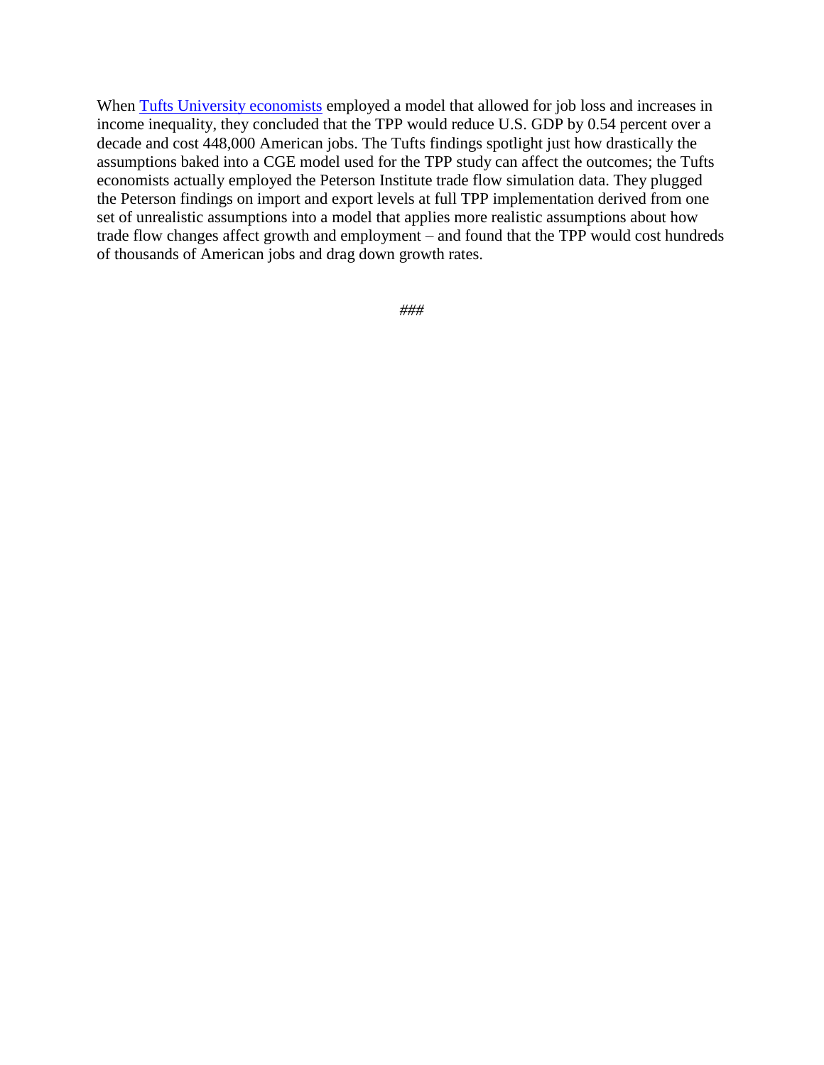When [Tufts University economists] employed a model that allowed for job loss and increases in income inequality, they concluded that the TPP would reduce U.S. GDP by 0.54 percent over a decade and cost 448,000 American jobs. The Tufts findings spotlight just how drastically the assumptions baked into a CGE model used for the TPP study can affect the outcomes; the Tufts economists actually employed the Peterson Institute trade flow simulation data. They plugged the Peterson findings on import and export levels at full TPP implementation derived from one set of unrealistic assumptions into a model that applies more realistic assumptions about how trade flow changes affect growth and employment – and found that the TPP would cost hundreds of thousands of American jobs and drag down growth rates.

###